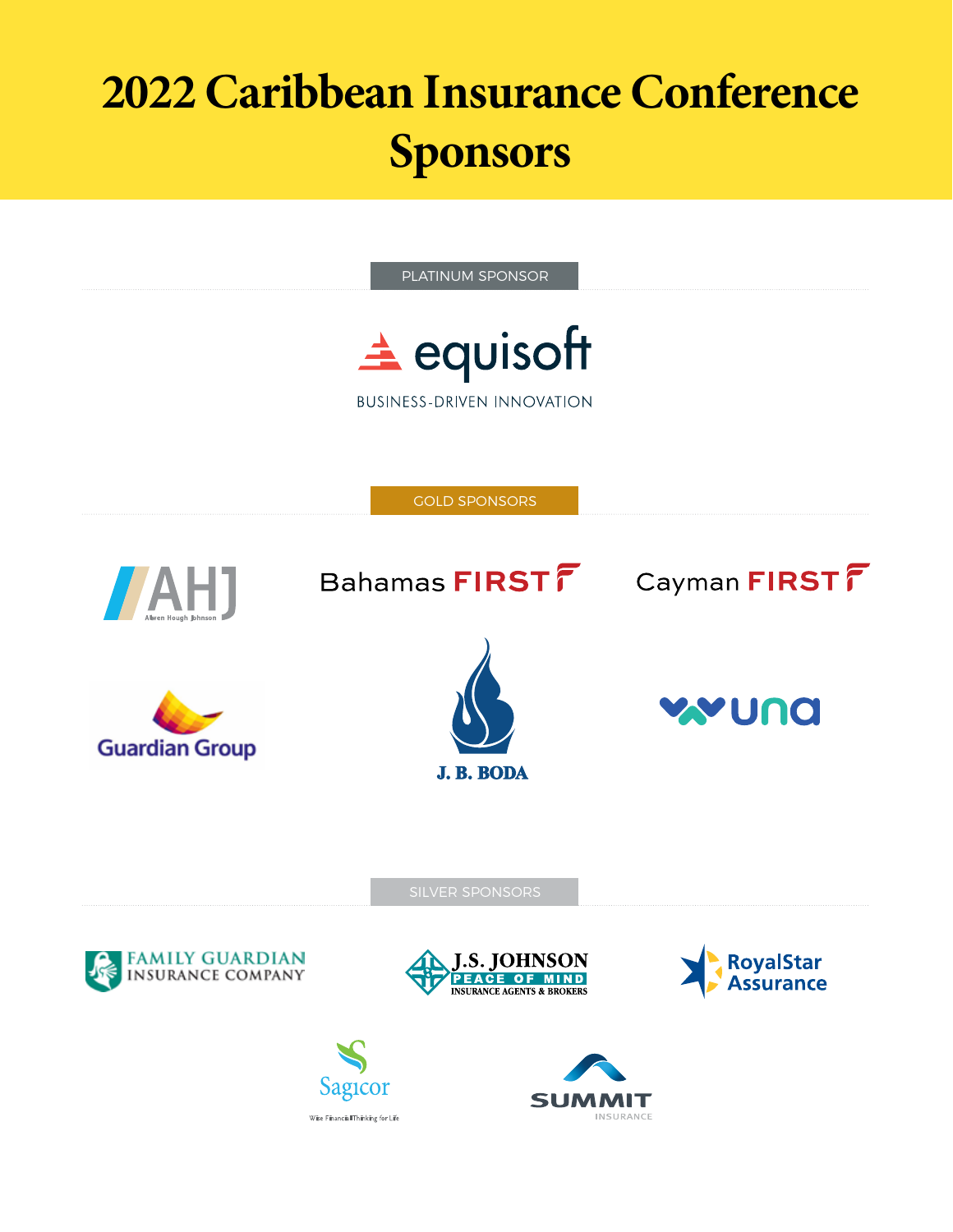# 2022 Caribbean Insurance Conference Sponsors

## PLATINUM SPONSOR

equisoft

BUSINESS-DRIVEN INNOVATION

## GOLD SPONSORS

AHJ
Allwen Hough Johnson

Bahamas FIRST

Cayman FIRST

Guardian Group

J. B. BODA

una

## SILVER SPONSORS

FAMILY GUARDIAN INSURANCE COMPANY

J.S. JOHNSON
PEACE OF MIND
INSURANCE AGENTS & BROKERS

RoyalStar Assurance

Sagicor
Wise Financial Thinking for Life

SUMMIT
INSURANCE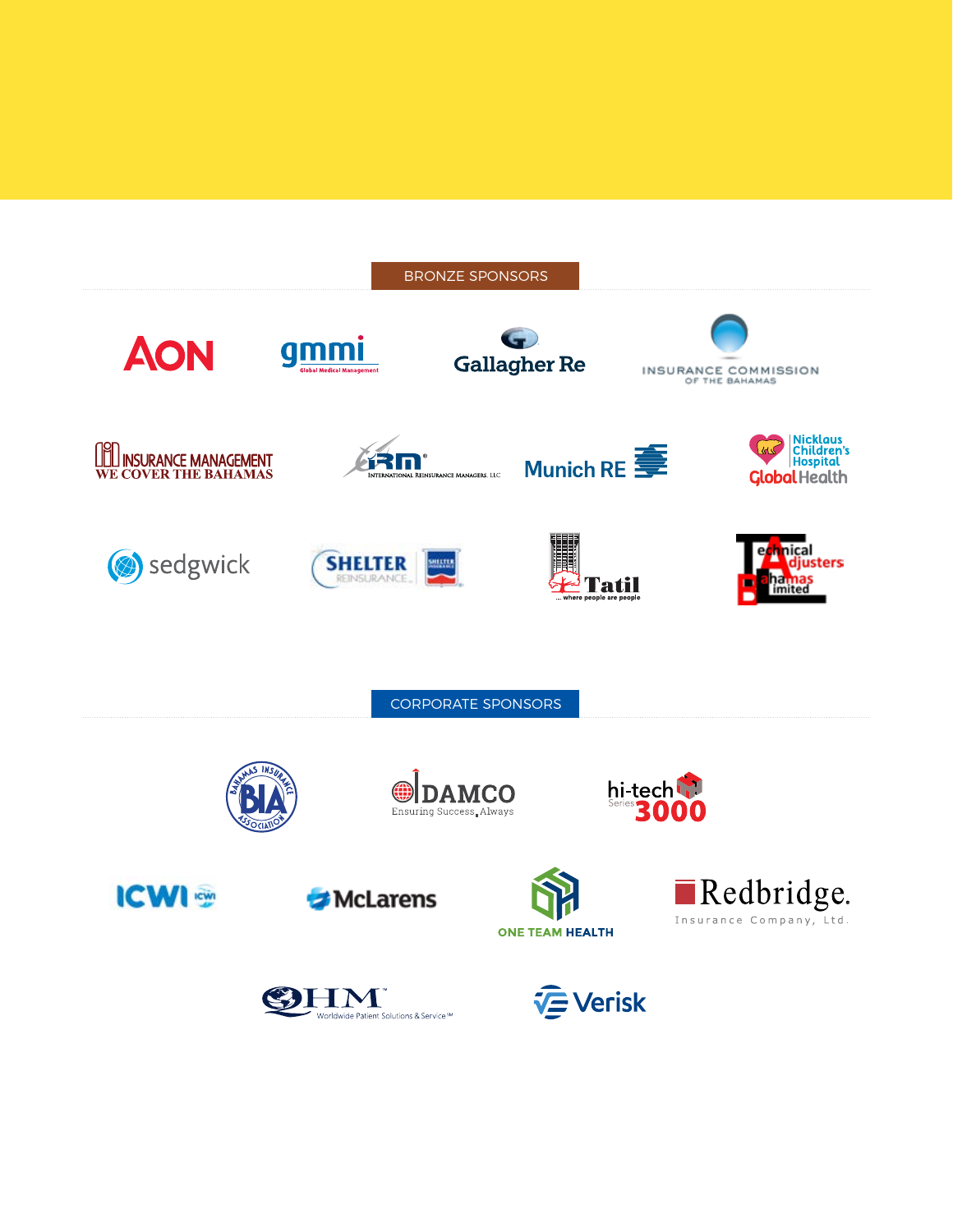## BRONZE SPONSORS

AON

gmmi Global Medical Management

Gallagher Re

INSURANCE COMMISSION OF THE BAHAMAS

INSURANCE MANAGEMENT WE COVER THE BAHAMAS

IRM INTERNATIONAL REINSURANCE MANAGERS, LLC

Munich RE

Nicklaus Children's Hospital Global Health

sedgwick

SHELTER REINSURANCE

Tatil ... where people are people

Technical Adjusters Bahamas Limited

## CORPORATE SPONSORS

BAHAMAS INSURANCE ASSOCIATION BIA

DAMCO Ensuring Success, Always

hi-tech Series 3000

ICWI

McLarens

ONE TEAM HEALTH

Redbridge. Insurance Company, Ltd.

QHM Worldwide Patient Solutions & Service™

Verisk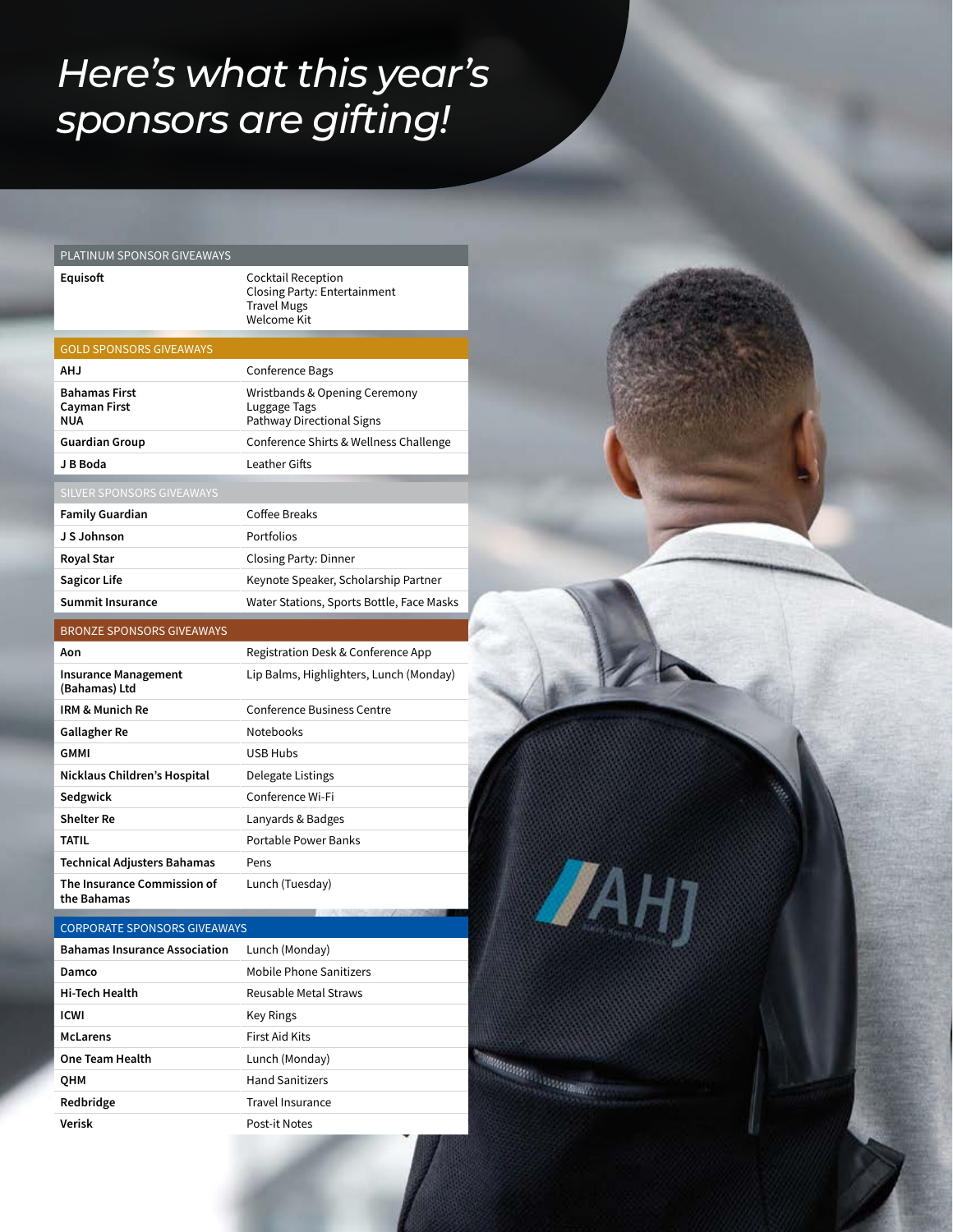# *Here's what this year's sponsors are gifting!*

| PLATINUM SPONSOR GIVEAWAYS | |
|---|---|
| **Equisoft** | Cocktail Reception<br>Closing Party: Entertainment<br>Travel Mugs<br>Welcome Kit |
| **GOLD SPONSORS GIVEAWAYS** | |
| **AHJ** | Conference Bags |
| **Bahamas First**<br>**Cayman First**<br>**NUA** | Wristbands & Opening Ceremony<br>Luggage Tags<br>Pathway Directional Signs |
| **Guardian Group** | Conference Shirts & Wellness Challenge |
| **J B Boda** | Leather Gifts |
| **SILVER SPONSORS GIVEAWAYS** | |
| **Family Guardian** | Coffee Breaks |
| **J S Johnson** | Portfolios |
| **Royal Star** | Closing Party: Dinner |
| **Sagicor Life** | Keynote Speaker, Scholarship Partner |
| **Summit Insurance** | Water Stations, Sports Bottle, Face Masks |
| **BRONZE SPONSORS GIVEAWAYS** | |
| **Aon** | Registration Desk & Conference App |
| **Insurance Management (Bahamas) Ltd** | Lip Balms, Highlighters, Lunch (Monday) |
| **IRM & Munich Re** | Conference Business Centre |
| **Gallagher Re** | Notebooks |
| **GMMI** | USB Hubs |
| **Nicklaus Children's Hospital** | Delegate Listings |
| **Sedgwick** | Conference Wi-Fi |
| **Shelter Re** | Lanyards & Badges |
| **TATIL** | Portable Power Banks |
| **Technical Adjusters Bahamas** | Pens |
| **The Insurance Commission of the Bahamas** | Lunch (Tuesday) |
| **CORPORATE SPONSORS GIVEAWAYS** | |
| **Bahamas Insurance Association** | Lunch (Monday) |
| **Damco** | Mobile Phone Sanitizers |
| **Hi-Tech Health** | Reusable Metal Straws |
| **ICWI** | Key Rings |
| **McLarens** | First Aid Kits |
| **One Team Health** | Lunch (Monday) |
| **QHM** | Hand Sanitizers |
| **Redbridge** | Travel Insurance |
| **Verisk** | Post-it Notes |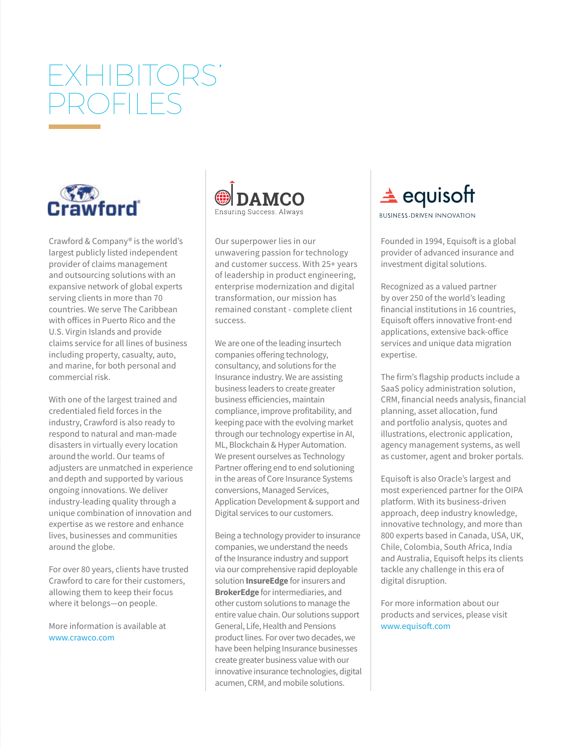# EXHIBITORS' PROFILES

## Crawford

Crawford & Company® is the world's largest publicly listed independent provider of claims management and outsourcing solutions with an expansive network of global experts serving clients in more than 70 countries. We serve The Caribbean with offices in Puerto Rico and the U.S. Virgin Islands and provide claims service for all lines of business including property, casualty, auto, and marine, for both personal and commercial risk.

With one of the largest trained and credentialed field forces in the industry, Crawford is also ready to respond to natural and man-made disasters in virtually every location around the world. Our teams of adjusters are unmatched in experience and depth and supported by various ongoing innovations. We deliver industry-leading quality through a unique combination of innovation and expertise as we restore and enhance lives, businesses and communities around the globe.

For over 80 years, clients have trusted Crawford to care for their customers, allowing them to keep their focus where it belongs—on people.

More information is available at www.crawco.com

## DAMCO

Ensuring Success. Always

Our superpower lies in our unwavering passion for technology and customer success. With 25+ years of leadership in product engineering, enterprise modernization and digital transformation, our mission has remained constant - complete client success.

We are one of the leading insurtech companies offering technology, consultancy, and solutions for the Insurance industry. We are assisting business leaders to create greater business efficiencies, maintain compliance, improve profitability, and keeping pace with the evolving market through our technology expertise in AI, ML, Blockchain & Hyper Automation. We present ourselves as Technology Partner offering end to end solutioning in the areas of Core Insurance Systems conversions, Managed Services, Application Development & support and Digital services to our customers.

Being a technology provider to insurance companies, we understand the needs of the Insurance industry and support via our comprehensive rapid deployable solution **InsureEdge** for insurers and **BrokerEdge** for intermediaries, and other custom solutions to manage the entire value chain. Our solutions support General, Life, Health and Pensions product lines. For over two decades, we have been helping Insurance businesses create greater business value with our innovative insurance technologies, digital acumen, CRM, and mobile solutions.

## equisoft

BUSINESS-DRIVEN INNOVATION

Founded in 1994, Equisoft is a global provider of advanced insurance and investment digital solutions.

Recognized as a valued partner by over 250 of the world's leading financial institutions in 16 countries, Equisoft offers innovative front-end applications, extensive back-office services and unique data migration expertise.

The firm's flagship products include a SaaS policy administration solution, CRM, financial needs analysis, financial planning, asset allocation, fund and portfolio analysis, quotes and illustrations, electronic application, agency management systems, as well as customer, agent and broker portals.

Equisoft is also Oracle's largest and most experienced partner for the OIPA platform. With its business-driven approach, deep industry knowledge, innovative technology, and more than 800 experts based in Canada, USA, UK, Chile, Colombia, South Africa, India and Australia, Equisoft helps its clients tackle any challenge in this era of digital disruption.

For more information about our products and services, please visit www.equisoft.com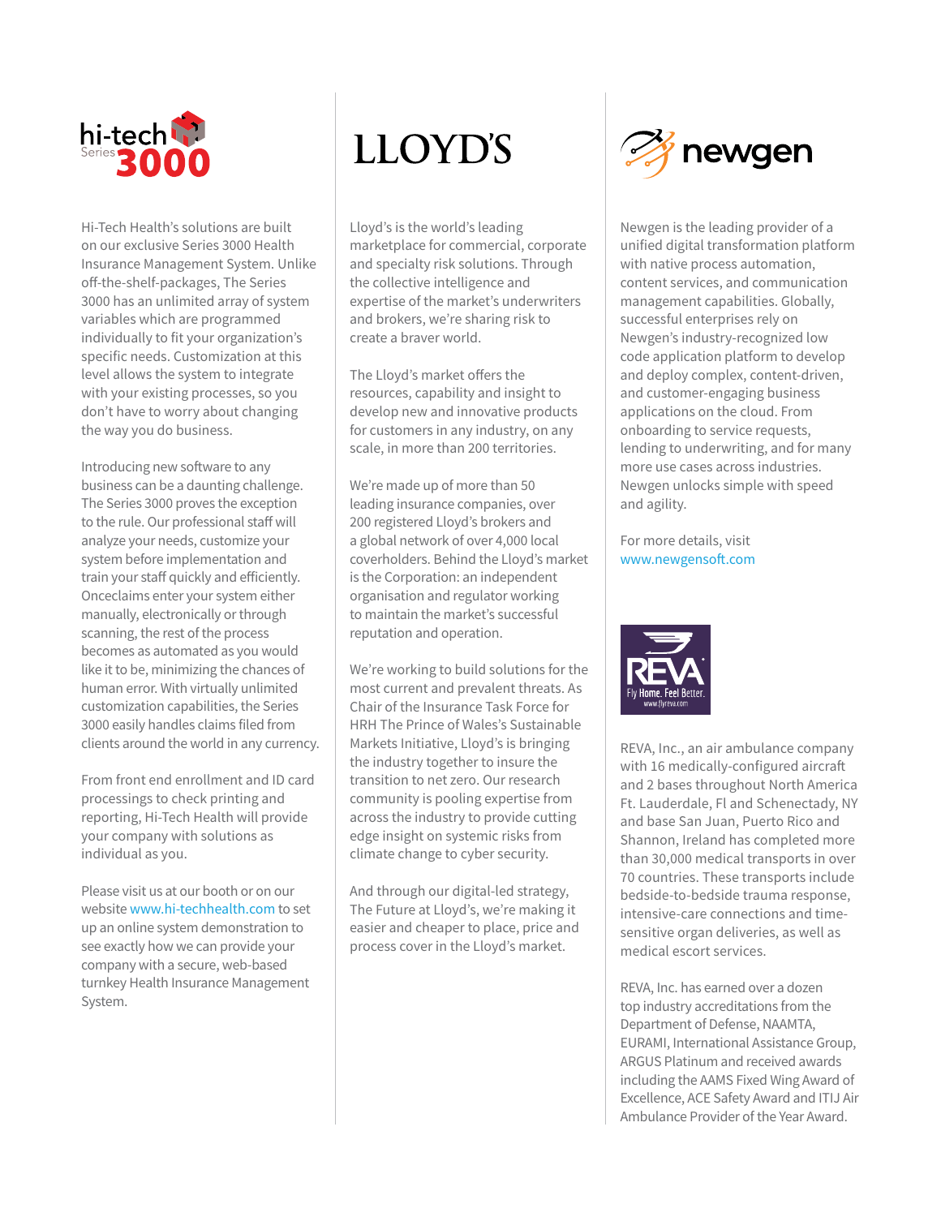## hi-tech Series 3000

Hi-Tech Health's solutions are built on our exclusive Series 3000 Health Insurance Management System. Unlike off-the-shelf-packages, The Series 3000 has an unlimited array of system variables which are programmed individually to fit your organization's specific needs. Customization at this level allows the system to integrate with your existing processes, so you don't have to worry about changing the way you do business.

Introducing new software to any business can be a daunting challenge. The Series 3000 proves the exception to the rule. Our professional staff will analyze your needs, customize your system before implementation and train your staff quickly and efficiently. Onceclaims enter your system either manually, electronically or through scanning, the rest of the process becomes as automated as you would like it to be, minimizing the chances of human error. With virtually unlimited customization capabilities, the Series 3000 easily handles claims filed from clients around the world in any currency.

From front end enrollment and ID card processings to check printing and reporting, Hi-Tech Health will provide your company with solutions as individual as you.

Please visit us at our booth or on our website www.hi-techhealth.com to set up an online system demonstration to see exactly how we can provide your company with a secure, web-based turnkey Health Insurance Management System.

## LLOYD'S

Lloyd's is the world's leading marketplace for commercial, corporate and specialty risk solutions. Through the collective intelligence and expertise of the market's underwriters and brokers, we're sharing risk to create a braver world.

The Lloyd's market offers the resources, capability and insight to develop new and innovative products for customers in any industry, on any scale, in more than 200 territories.

We're made up of more than 50 leading insurance companies, over 200 registered Lloyd's brokers and a global network of over 4,000 local coverholders. Behind the Lloyd's market is the Corporation: an independent organisation and regulator working to maintain the market's successful reputation and operation.

We're working to build solutions for the most current and prevalent threats. As Chair of the Insurance Task Force for HRH The Prince of Wales's Sustainable Markets Initiative, Lloyd's is bringing the industry together to insure the transition to net zero. Our research community is pooling expertise from across the industry to provide cutting edge insight on systemic risks from climate change to cyber security.

And through our digital-led strategy, The Future at Lloyd's, we're making it easier and cheaper to place, price and process cover in the Lloyd's market.

## newgen

Newgen is the leading provider of a unified digital transformation platform with native process automation, content services, and communication management capabilities. Globally, successful enterprises rely on Newgen's industry-recognized low code application platform to develop and deploy complex, content-driven, and customer-engaging business applications on the cloud. From onboarding to service requests, lending to underwriting, and for many more use cases across industries. Newgen unlocks simple with speed and agility.

For more details, visit www.newgensoft.com

## REVA

Fly Home. Feel Better.
www.flyreva.com

REVA, Inc., an air ambulance company with 16 medically-configured aircraft and 2 bases throughout North America Ft. Lauderdale, Fl and Schenectady, NY and base San Juan, Puerto Rico and Shannon, Ireland has completed more than 30,000 medical transports in over 70 countries. These transports include bedside-to-bedside trauma response, intensive-care connections and time-sensitive organ deliveries, as well as medical escort services.

REVA, Inc. has earned over a dozen top industry accreditations from the Department of Defense, NAAMTA, EURAMI, International Assistance Group, ARGUS Platinum and received awards including the AAMS Fixed Wing Award of Excellence, ACE Safety Award and ITIJ Air Ambulance Provider of the Year Award.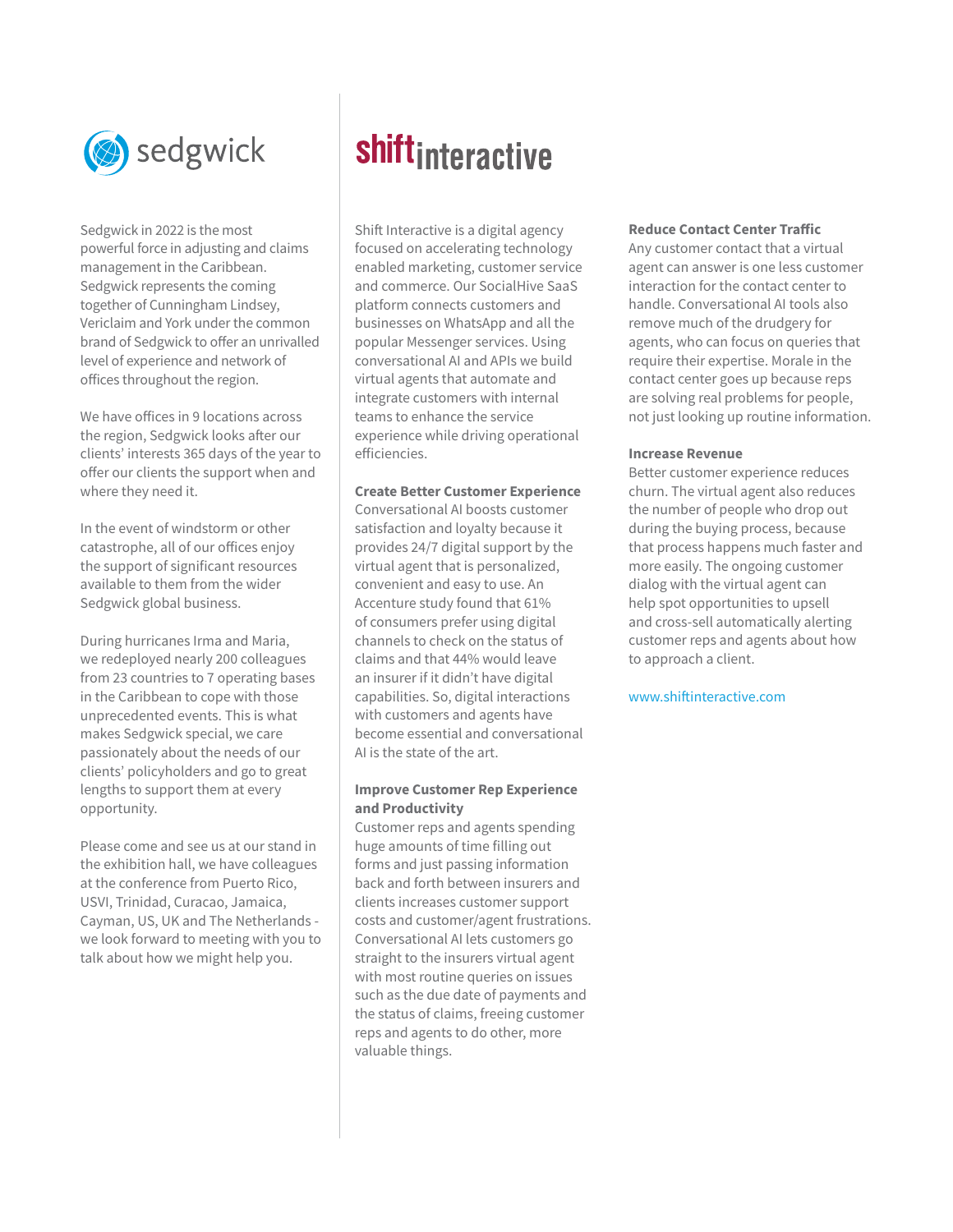# sedgwick

Sedgwick in 2022 is the most powerful force in adjusting and claims management in the Caribbean. Sedgwick represents the coming together of Cunningham Lindsey, Vericlaim and York under the common brand of Sedgwick to offer an unrivalled level of experience and network of offices throughout the region.

We have offices in 9 locations across the region, Sedgwick looks after our clients' interests 365 days of the year to offer our clients the support when and where they need it.

In the event of windstorm or other catastrophe, all of our offices enjoy the support of significant resources available to them from the wider Sedgwick global business.

During hurricanes Irma and Maria, we redeployed nearly 200 colleagues from 23 countries to 7 operating bases in the Caribbean to cope with those unprecedented events. This is what makes Sedgwick special, we care passionately about the needs of our clients' policyholders and go to great lengths to support them at every opportunity.

Please come and see us at our stand in the exhibition hall, we have colleagues at the conference from Puerto Rico, USVI, Trinidad, Curacao, Jamaica, Cayman, US, UK and The Netherlands - we look forward to meeting with you to talk about how we might help you.

# shiftinteractive

Shift Interactive is a digital agency focused on accelerating technology enabled marketing, customer service and commerce. Our SocialHive SaaS platform connects customers and businesses on WhatsApp and all the popular Messenger services. Using conversational AI and APIs we build virtual agents that automate and integrate customers with internal teams to enhance the service experience while driving operational efficiencies.

**Create Better Customer Experience**

Conversational AI boosts customer satisfaction and loyalty because it provides 24/7 digital support by the virtual agent that is personalized, convenient and easy to use. An Accenture study found that 61% of consumers prefer using digital channels to check on the status of claims and that 44% would leave an insurer if it didn't have digital capabilities. So, digital interactions with customers and agents have become essential and conversational AI is the state of the art.

**Improve Customer Rep Experience and Productivity**

Customer reps and agents spending huge amounts of time filling out forms and just passing information back and forth between insurers and clients increases customer support costs and customer/agent frustrations. Conversational AI lets customers go straight to the insurers virtual agent with most routine queries on issues such as the due date of payments and the status of claims, freeing customer reps and agents to do other, more valuable things.

**Reduce Contact Center Traffic**

Any customer contact that a virtual agent can answer is one less customer interaction for the contact center to handle. Conversational AI tools also remove much of the drudgery for agents, who can focus on queries that require their expertise. Morale in the contact center goes up because reps are solving real problems for people, not just looking up routine information.

**Increase Revenue**

Better customer experience reduces churn. The virtual agent also reduces the number of people who drop out during the buying process, because that process happens much faster and more easily. The ongoing customer dialog with the virtual agent can help spot opportunities to upsell and cross-sell automatically alerting customer reps and agents about how to approach a client.

www.shiftinteractive.com